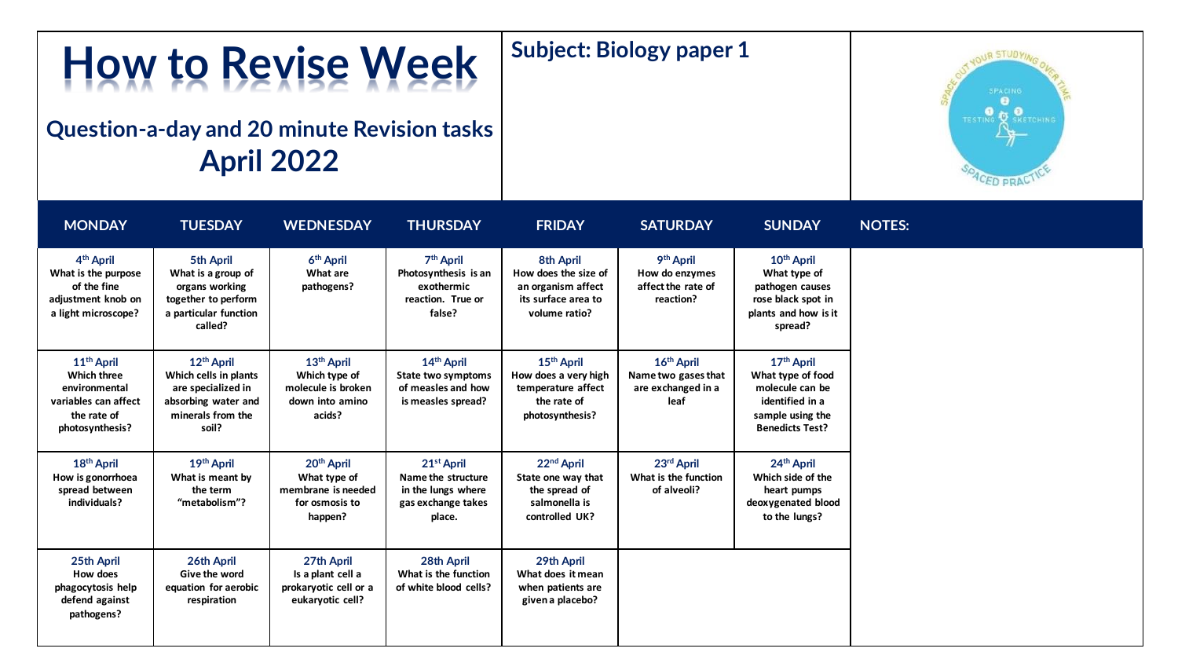# How to Revise Week

## Question-a-day and 20 minute Revision tasks April 2022

**Subject: Biology paper 1**

| MONDAY | TUESDAY | WEDNESDAY | THURSDAY | FRIDAY | SATURDAY | SUNDAY | NOTES: |
|---|---|---|---|---|---|---|---|
| **4th April** What is the purpose of the fine adjustment knob on a light microscope? | **5th April** What is a group of organs working together to perform a particular function called? | **6th April** What are pathogens? | **7th April** Photosynthesis is an exothermic reaction. True or false? | **8th April** How does the size of an organism affect its surface area to volume ratio? | **9th April** How do enzymes affect the rate of reaction? | **10th April** What type of pathogen causes rose black spot in plants and how is it spread? | |
| **11th April** Which three environmental variables can affect the rate of photosynthesis? | **12th April** Which cells in plants are specialized in absorbing water and minerals from the soil? | **13th April** Which type of molecule is broken down into amino acids? | **14th April** State two symptoms of measles and how is measles spread? | **15th April** How does a very high temperature affect the rate of photosynthesis? | **16th April** Name two gases that are exchanged in a leaf | **17th April** What type of food molecule can be identified in a sample using the Benedicts Test? | |
| **18th April** How is gonorrhoea spread between individuals? | **19th April** What is meant by the term "metabolism"? | **20th April** What type of membrane is needed for osmosis to happen? | **21st April** Name the structure in the lungs where gas exchange takes place. | **22nd April** State one way that the spread of salmonella is controlled UK? | **23rd April** What is the function of alveoli? | **24th April** Which side of the heart pumps deoxygenated blood to the lungs? | |
| **25th April** How does phagocytosis help defend against pathogens? | **26th April** Give the word equation for aerobic respiration | **27th April** Is a plant cell a prokaryotic cell or a eukaryotic cell? | **28th April** What is the function of white blood cells? | **29th April** What does it mean when patients are given a placebo? | | | |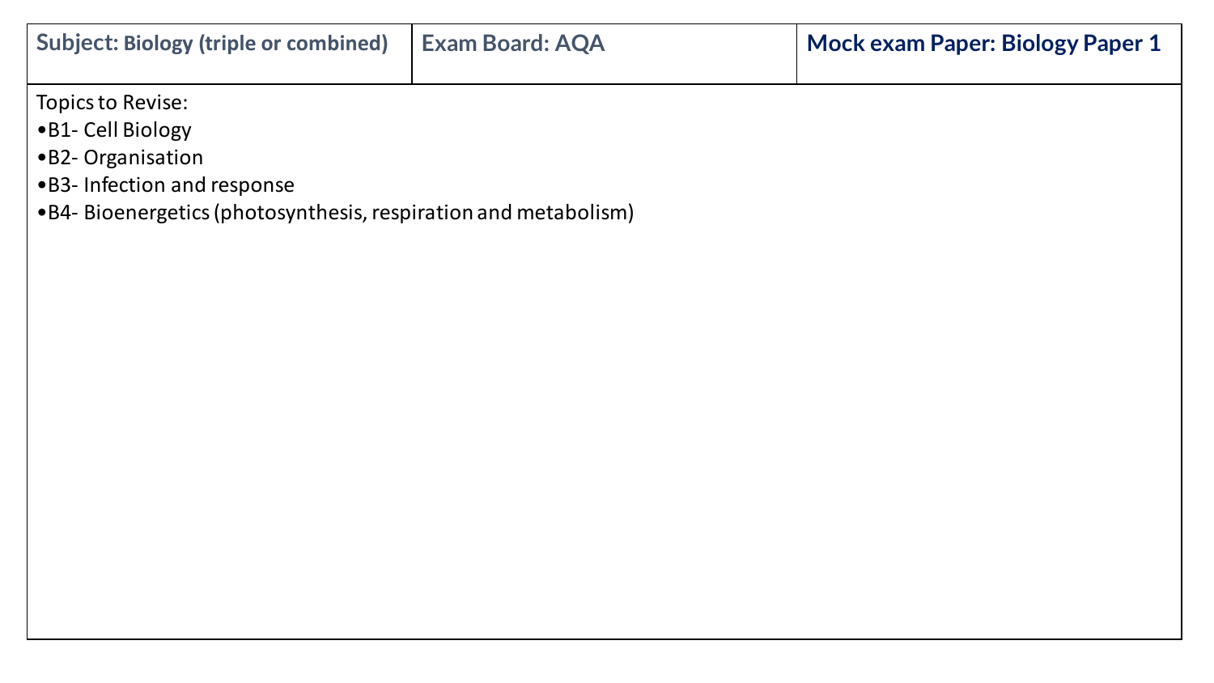| Subject: Biology (triple or combined) | Exam Board: AQA | Mock exam Paper: Biology Paper 1 |
| --- | --- | --- |

Topics to Revise:

- B1- Cell Biology
- B2- Organisation
- B3- Infection and response
- B4- Bioenergetics (photosynthesis, respiration and metabolism)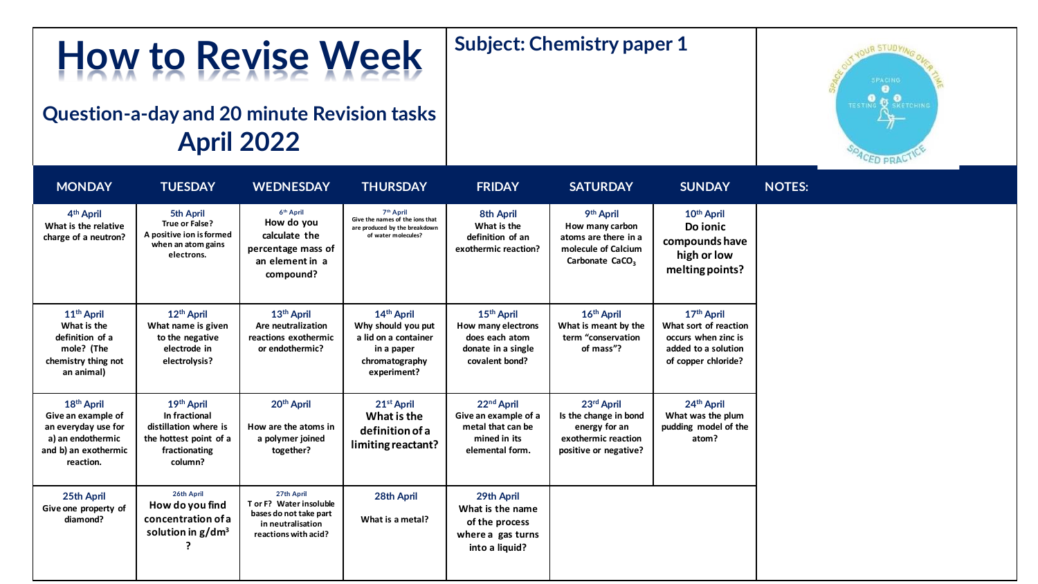# How to Revise Week

## Question-a-day and 20 minute Revision tasks
## April 2022

**Subject: Chemistry paper 1**

| MONDAY | TUESDAY | WEDNESDAY | THURSDAY | FRIDAY | SATURDAY | SUNDAY | NOTES: |
|---|---|---|---|---|---|---|---|
| 4th April<br>What is the relative charge of a neutron? | 5th April<br>True or False?<br>A positive ion is formed when an atom gains electrons. | 6th April<br>How do you calculate the percentage mass of an element in a compound? | 7th April<br>Give the names of the ions that are produced by the breakdown of water molecules? | 8th April<br>What is the definition of an exothermic reaction? | 9th April<br>How many carbon atoms are there in a molecule of Calcium Carbonate $CaCO_3$ | 10th April<br>Do ionic compounds have high or low melting points? | |
| 11th April<br>What is the definition of a mole? (The chemistry thing not an animal) | 12th April<br>What name is given to the negative electrode in electrolysis? | 13th April<br>Are neutralization reactions exothermic or endothermic? | 14th April<br>Why should you put a lid on a container in a paper chromatography experiment? | 15th April<br>How many electrons does each atom donate in a single covalent bond? | 16th April<br>What is meant by the term "conservation of mass"? | 17th April<br>What sort of reaction occurs when zinc is added to a solution of copper chloride? | |
| 18th April<br>Give an example of an everyday use for a) an endothermic and b) an exothermic reaction. | 19th April<br>In fractional distillation where is the hottest point of a fractionating column? | 20th April<br>How are the atoms in a polymer joined together? | 21st April<br>What is the definition of a limiting reactant? | 22nd April<br>Give an example of a metal that can be mined in its elemental form. | 23rd April<br>Is the change in bond energy for an exothermic reaction positive or negative? | 24th April<br>What was the plum pudding model of the atom? | |
| 25th April<br>Give one property of diamond? | 26th April<br>How do you find concentration of a solution in $g/dm^3$ ? | 27th April<br>T or F? Water insoluble bases do not take part in neutralisation reactions with acid? | 28th April<br>What is a metal? | 29th April<br>What is the name of the process where a gas turns into a liquid? | | | |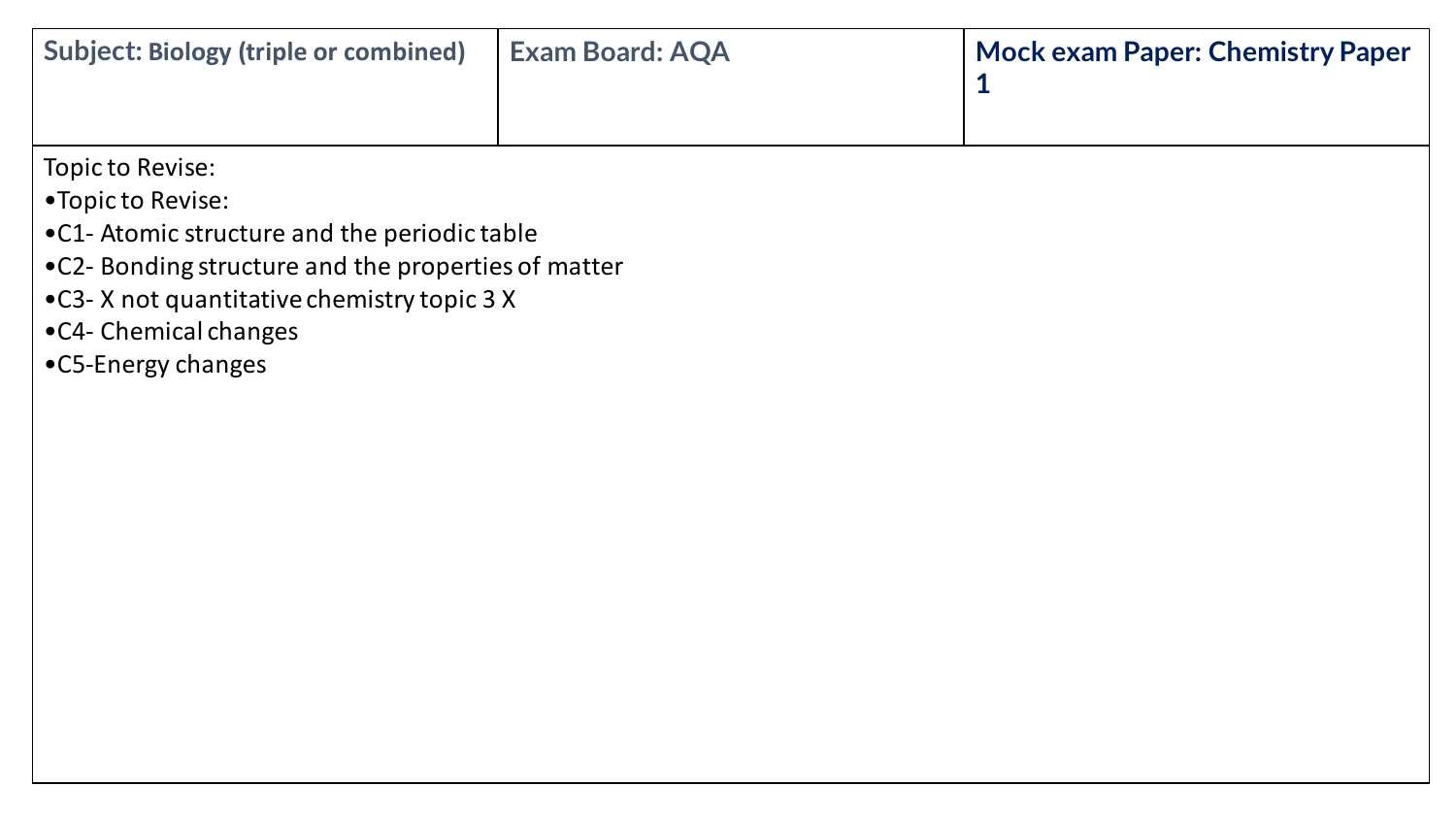| Subject: Biology (triple or combined) | Exam Board: AQA | Mock exam Paper: Chemistry Paper 1 |
| --- | --- | --- |

Topic to Revise:

- Topic to Revise:
- C1- Atomic structure and the periodic table
- C2- Bonding structure and the properties of matter
- C3- X not quantitative chemistry topic 3 X
- C4- Chemical changes
- C5-Energy changes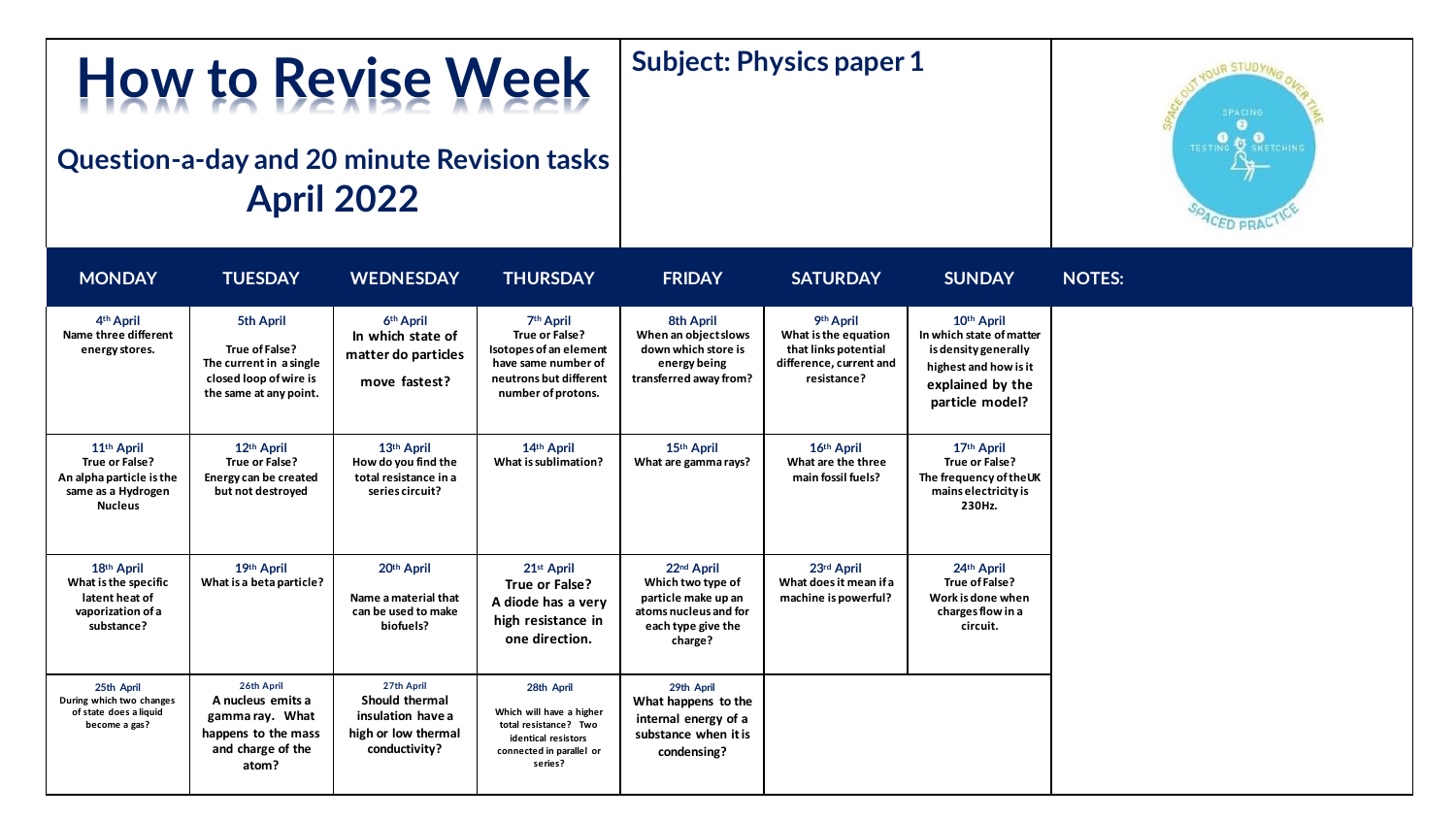# How to Revise Week

## Question-a-day and 20 minute Revision tasks April 2022

**Subject: Physics paper 1**

| MONDAY | TUESDAY | WEDNESDAY | THURSDAY | FRIDAY | SATURDAY | SUNDAY | NOTES: |
|---|---|---|---|---|---|---|---|
| 4th April<br>Name three different energy stores. | 5th April<br>True of False?<br>The current in a single closed loop of wire is the same at any point. | 6th April<br>In which state of matter do particles move fastest? | 7th April<br>True or False?<br>Isotopes of an element have same number of neutrons but different number of protons. | 8th April<br>When an object slows down which store is energy being transferred away from? | 9th April<br>What is the equation that links potential difference, current and resistance? | 10th April<br>In which state of matter is density generally highest and how is it explained by the particle model? | |
| 11th April<br>True or False?<br>An alpha particle is the same as a Hydrogen Nucleus | 12th April<br>True or False?<br>Energy can be created but not destroyed | 13th April<br>How do you find the total resistance in a series circuit? | 14th April<br>What is sublimation? | 15th April<br>What are gamma rays? | 16th April<br>What are the three main fossil fuels? | 17th April<br>True or False?<br>The frequency of the UK mains electricity is 230Hz. | |
| 18th April<br>What is the specific latent heat of vaporization of a substance? | 19th April<br>What is a beta particle? | 20th April<br>Name a material that can be used to make biofuels? | 21st April<br>True or False?<br>A diode has a very high resistance in one direction. | 22nd April<br>Which two type of particle make up an atoms nucleus and for each type give the charge? | 23rd April<br>What does it mean if a machine is powerful? | 24th April<br>True of False?<br>Work is done when charges flow in a circuit. | |
| 25th April<br>During which two changes of state does a liquid become a gas? | 26th April<br>A nucleus emits a gamma ray. What happens to the mass and charge of the atom? | 27th April<br>Should thermal insulation have a high or low thermal conductivity? | 28th April<br>Which will have a higher total resistance? Two identical resistors connected in parallel or series? | 29th April<br>What happens to the internal energy of a substance when it is condensing? | | | |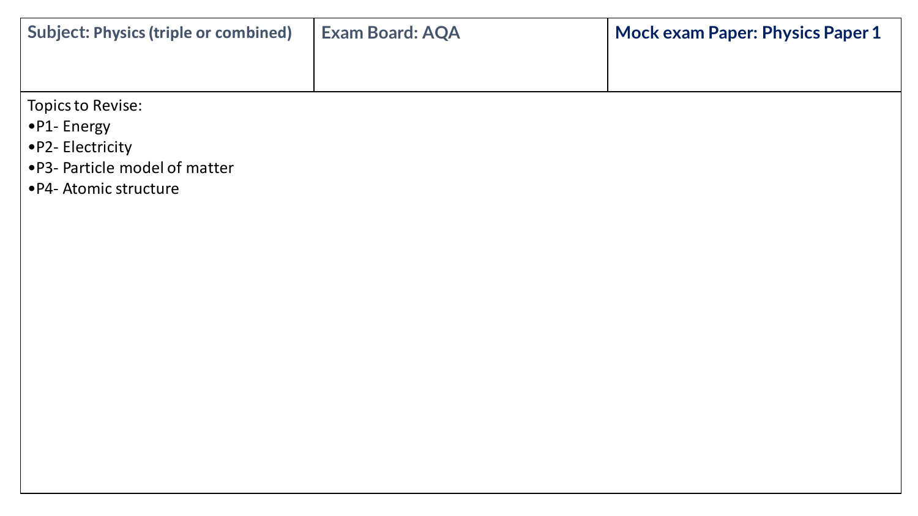| Subject: Physics (triple or combined) | Exam Board: AQA | Mock exam Paper: Physics Paper 1 |
| --- | --- | --- |

Topics to Revise:

- P1- Energy
- P2- Electricity
- P3- Particle model of matter
- P4- Atomic structure